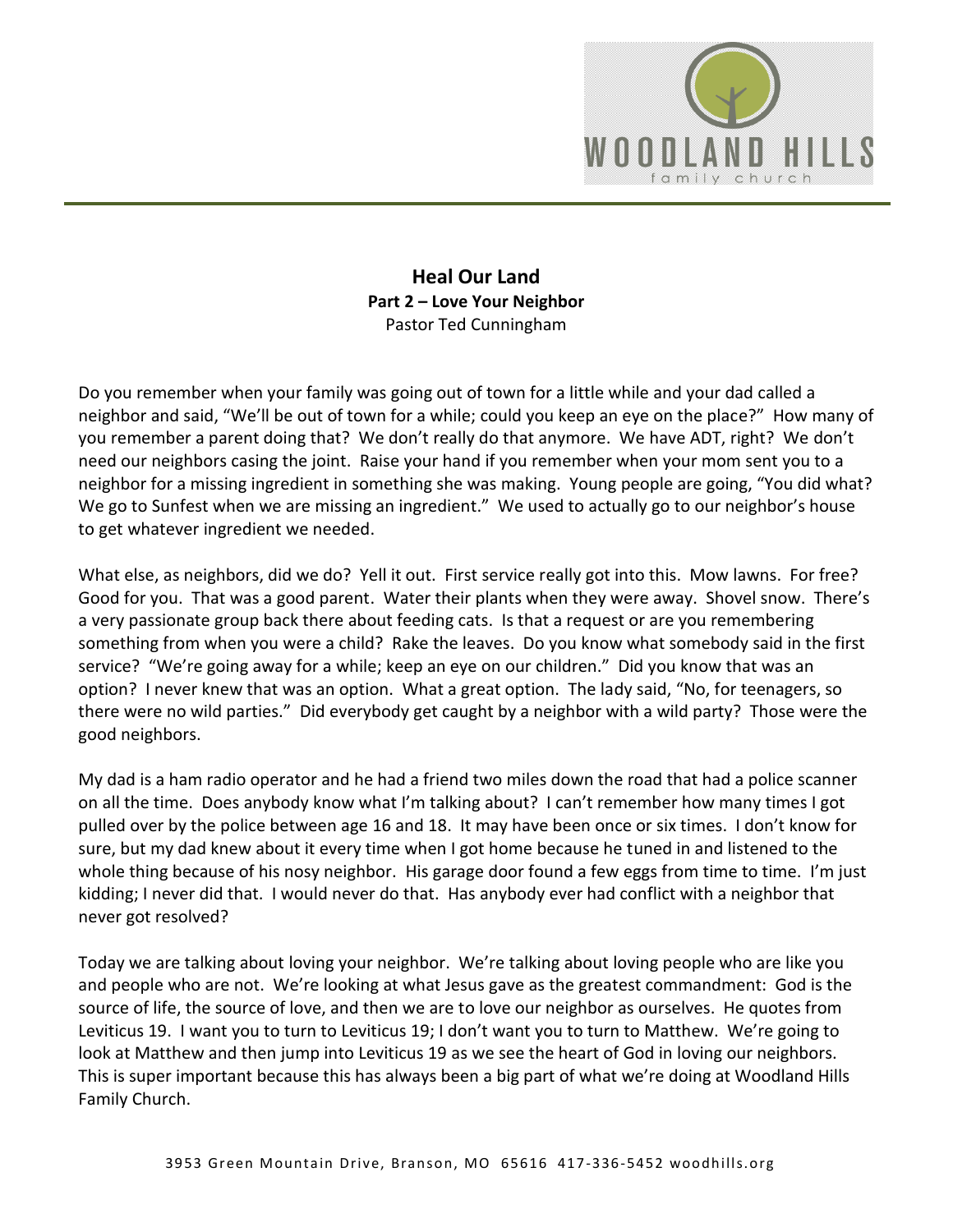# Heal Our Land

**Part 2 – Love Your Neighbor**

Pastor Ted Cunningham

Do you remember when your family was going out of town for a little while and your dad called a neighbor and said, "We'll be out of town for a while; could you keep an eye on the place?" How many of you remember a parent doing that? We don't really do that anymore. We have ADT, right? We don't need our neighbors casing the joint. Raise your hand if you remember when your mom sent you to a neighbor for a missing ingredient in something she was making. Young people are going, "You did what? We go to Sunfest when we are missing an ingredient." We used to actually go to our neighbor's house to get whatever ingredient we needed.

What else, as neighbors, did we do? Yell it out. First service really got into this. Mow lawns. For free? Good for you. That was a good parent. Water their plants when they were away. Shovel snow. There's a very passionate group back there about feeding cats. Is that a request or are you remembering something from when you were a child? Rake the leaves. Do you know what somebody said in the first service? "We're going away for a while; keep an eye on our children." Did you know that was an option? I never knew that was an option. What a great option. The lady said, "No, for teenagers, so there were no wild parties." Did everybody get caught by a neighbor with a wild party? Those were the good neighbors.

My dad is a ham radio operator and he had a friend two miles down the road that had a police scanner on all the time. Does anybody know what I'm talking about? I can't remember how many times I got pulled over by the police between age 16 and 18. It may have been once or six times. I don't know for sure, but my dad knew about it every time when I got home because he tuned in and listened to the whole thing because of his nosy neighbor. His garage door found a few eggs from time to time. I'm just kidding; I never did that. I would never do that. Has anybody ever had conflict with a neighbor that never got resolved?

Today we are talking about loving your neighbor. We're talking about loving people who are like you and people who are not. We're looking at what Jesus gave as the greatest commandment: God is the source of life, the source of love, and then we are to love our neighbor as ourselves. He quotes from Leviticus 19. I want you to turn to Leviticus 19; I don't want you to turn to Matthew. We're going to look at Matthew and then jump into Leviticus 19 as we see the heart of God in loving our neighbors. This is super important because this has always been a big part of what we're doing at Woodland Hills Family Church.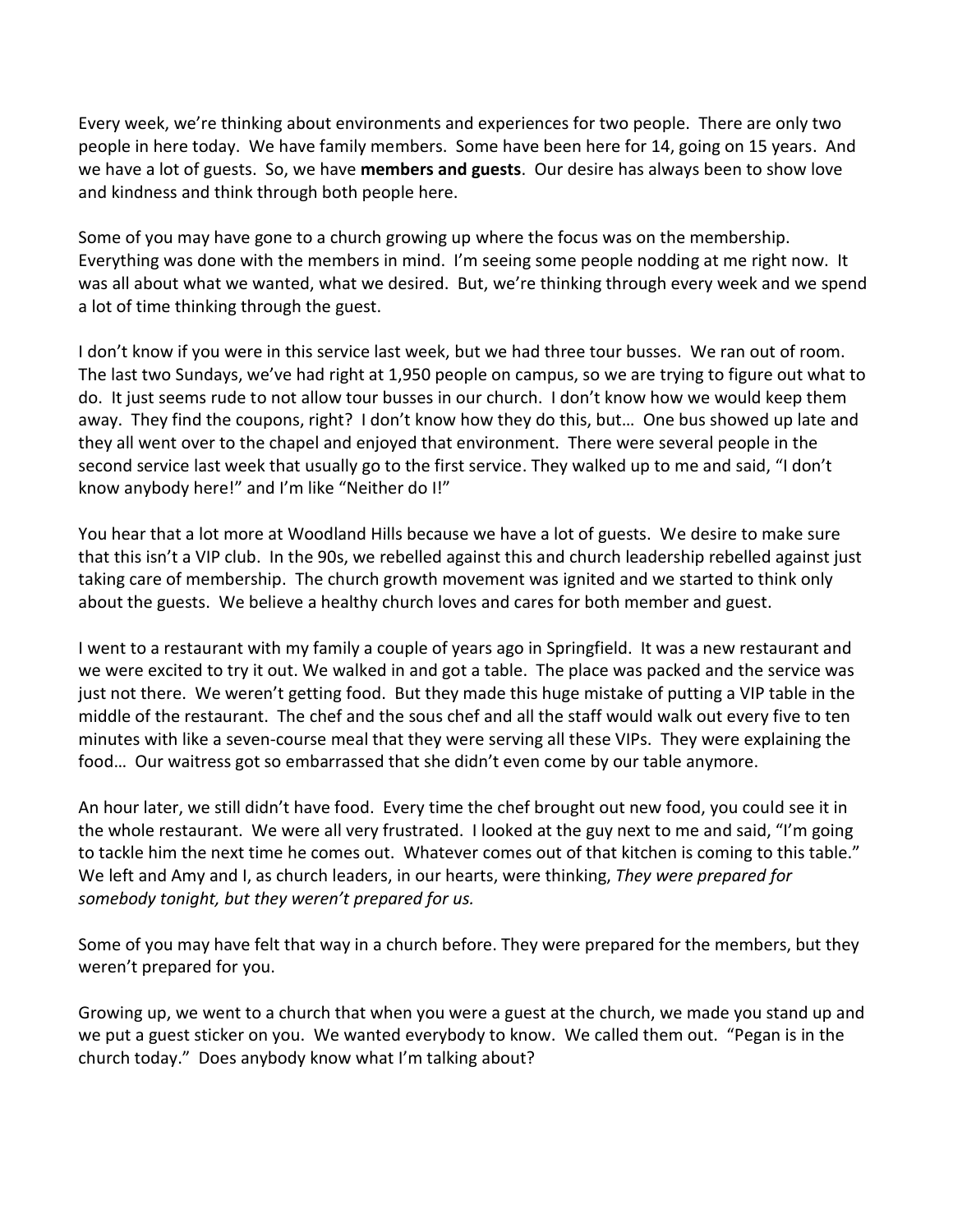Every week, we're thinking about environments and experiences for two people. There are only two people in here today. We have family members. Some have been here for 14, going on 15 years. And we have a lot of guests. So, we have **members and guests**. Our desire has always been to show love and kindness and think through both people here.

Some of you may have gone to a church growing up where the focus was on the membership. Everything was done with the members in mind. I'm seeing some people nodding at me right now. It was all about what we wanted, what we desired. But, we're thinking through every week and we spend a lot of time thinking through the guest.

I don't know if you were in this service last week, but we had three tour busses. We ran out of room. The last two Sundays, we've had right at 1,950 people on campus, so we are trying to figure out what to do. It just seems rude to not allow tour busses in our church. I don't know how we would keep them away. They find the coupons, right? I don't know how they do this, but… One bus showed up late and they all went over to the chapel and enjoyed that environment. There were several people in the second service last week that usually go to the first service. They walked up to me and said, "I don't know anybody here!" and I'm like "Neither do I!"

You hear that a lot more at Woodland Hills because we have a lot of guests. We desire to make sure that this isn't a VIP club. In the 90s, we rebelled against this and church leadership rebelled against just taking care of membership. The church growth movement was ignited and we started to think only about the guests. We believe a healthy church loves and cares for both member and guest.

I went to a restaurant with my family a couple of years ago in Springfield. It was a new restaurant and we were excited to try it out. We walked in and got a table. The place was packed and the service was just not there. We weren't getting food. But they made this huge mistake of putting a VIP table in the middle of the restaurant. The chef and the sous chef and all the staff would walk out every five to ten minutes with like a seven-course meal that they were serving all these VIPs. They were explaining the food… Our waitress got so embarrassed that she didn't even come by our table anymore.

An hour later, we still didn't have food. Every time the chef brought out new food, you could see it in the whole restaurant. We were all very frustrated. I looked at the guy next to me and said, "I'm going to tackle him the next time he comes out. Whatever comes out of that kitchen is coming to this table." We left and Amy and I, as church leaders, in our hearts, were thinking, *They were prepared for somebody tonight, but they weren't prepared for us.*

Some of you may have felt that way in a church before. They were prepared for the members, but they weren't prepared for you.

Growing up, we went to a church that when you were a guest at the church, we made you stand up and we put a guest sticker on you. We wanted everybody to know. We called them out. "Pegan is in the church today." Does anybody know what I'm talking about?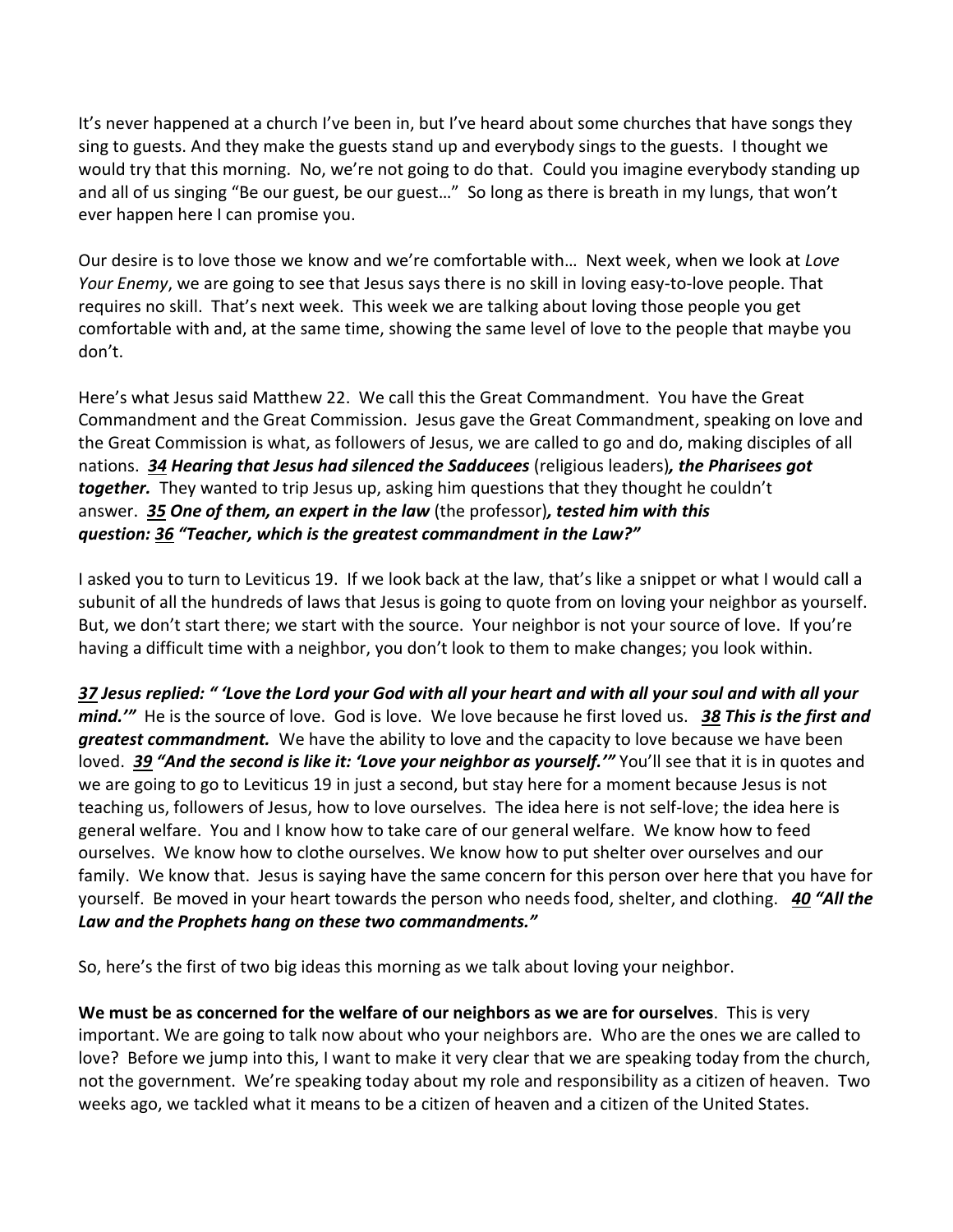It's never happened at a church I've been in, but I've heard about some churches that have songs they sing to guests. And they make the guests stand up and everybody sings to the guests. I thought we would try that this morning. No, we're not going to do that. Could you imagine everybody standing up and all of us singing "Be our guest, be our guest…" So long as there is breath in my lungs, that won't ever happen here I can promise you.

Our desire is to love those we know and we're comfortable with… Next week, when we look at *Love Your Enemy*, we are going to see that Jesus says there is no skill in loving easy-to-love people. That requires no skill. That's next week. This week we are talking about loving those people you get comfortable with and, at the same time, showing the same level of love to the people that maybe you don't.

Here's what Jesus said Matthew 22. We call this the Great Commandment. You have the Great Commandment and the Great Commission. Jesus gave the Great Commandment, speaking on love and the Great Commission is what, as followers of Jesus, we are called to go and do, making disciples of all nations. ***34 Hearing that Jesus had silenced the Sadducees*** (religious leaders)***, the Pharisees got together.*** They wanted to trip Jesus up, asking him questions that they thought he couldn't answer. ***35 One of them, an expert in the law*** (the professor)***, tested him with this question: 36 "Teacher, which is the greatest commandment in the Law?"***

I asked you to turn to Leviticus 19. If we look back at the law, that's like a snippet or what I would call a subunit of all the hundreds of laws that Jesus is going to quote from on loving your neighbor as yourself. But, we don't start there; we start with the source. Your neighbor is not your source of love. If you're having a difficult time with a neighbor, you don't look to them to make changes; you look within.

***37 Jesus replied: " 'Love the Lord your God with all your heart and with all your soul and with all your mind.'"*** He is the source of love. God is love. We love because he first loved us. ***38 This is the first and greatest commandment.*** We have the ability to love and the capacity to love because we have been loved. ***39 "And the second is like it: 'Love your neighbor as yourself.'"*** You'll see that it is in quotes and we are going to go to Leviticus 19 in just a second, but stay here for a moment because Jesus is not teaching us, followers of Jesus, how to love ourselves. The idea here is not self-love; the idea here is general welfare. You and I know how to take care of our general welfare. We know how to feed ourselves. We know how to clothe ourselves. We know how to put shelter over ourselves and our family. We know that. Jesus is saying have the same concern for this person over here that you have for yourself. Be moved in your heart towards the person who needs food, shelter, and clothing. ***40 "All the Law and the Prophets hang on these two commandments."***

So, here's the first of two big ideas this morning as we talk about loving your neighbor.

**We must be as concerned for the welfare of our neighbors as we are for ourselves**. This is very important. We are going to talk now about who your neighbors are. Who are the ones we are called to love? Before we jump into this, I want to make it very clear that we are speaking today from the church, not the government. We're speaking today about my role and responsibility as a citizen of heaven. Two weeks ago, we tackled what it means to be a citizen of heaven and a citizen of the United States.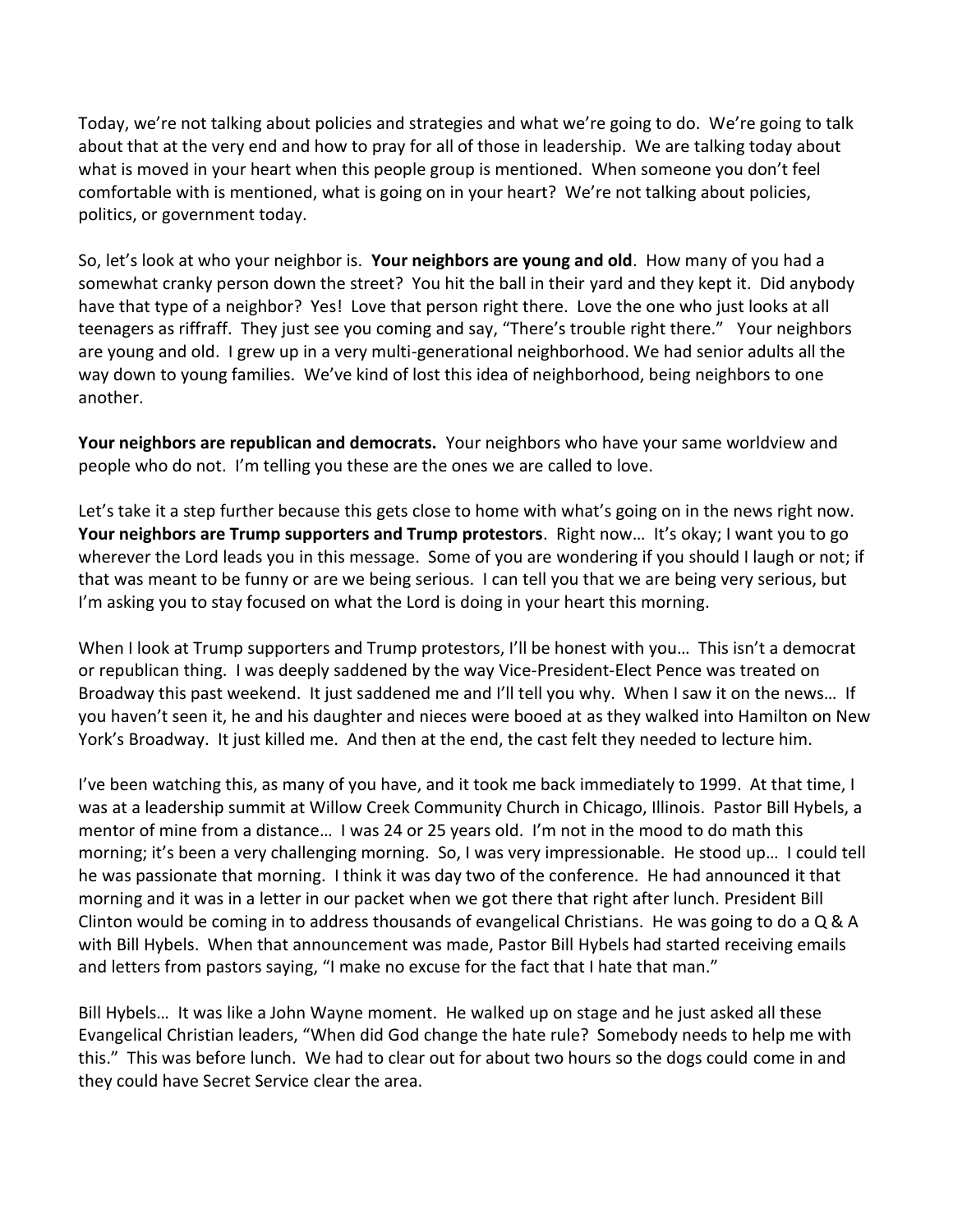Today, we're not talking about policies and strategies and what we're going to do. We're going to talk about that at the very end and how to pray for all of those in leadership. We are talking today about what is moved in your heart when this people group is mentioned. When someone you don't feel comfortable with is mentioned, what is going on in your heart? We're not talking about policies, politics, or government today.

So, let's look at who your neighbor is. **Your neighbors are young and old**. How many of you had a somewhat cranky person down the street? You hit the ball in their yard and they kept it. Did anybody have that type of a neighbor? Yes! Love that person right there. Love the one who just looks at all teenagers as riffraff. They just see you coming and say, "There's trouble right there." Your neighbors are young and old. I grew up in a very multi-generational neighborhood. We had senior adults all the way down to young families. We've kind of lost this idea of neighborhood, being neighbors to one another.

**Your neighbors are republican and democrats.** Your neighbors who have your same worldview and people who do not. I'm telling you these are the ones we are called to love.

Let's take it a step further because this gets close to home with what's going on in the news right now. **Your neighbors are Trump supporters and Trump protestors**. Right now… It's okay; I want you to go wherever the Lord leads you in this message. Some of you are wondering if you should I laugh or not; if that was meant to be funny or are we being serious. I can tell you that we are being very serious, but I'm asking you to stay focused on what the Lord is doing in your heart this morning.

When I look at Trump supporters and Trump protestors, I'll be honest with you… This isn't a democrat or republican thing. I was deeply saddened by the way Vice-President-Elect Pence was treated on Broadway this past weekend. It just saddened me and I'll tell you why. When I saw it on the news… If you haven't seen it, he and his daughter and nieces were booed at as they walked into Hamilton on New York's Broadway. It just killed me. And then at the end, the cast felt they needed to lecture him.

I've been watching this, as many of you have, and it took me back immediately to 1999. At that time, I was at a leadership summit at Willow Creek Community Church in Chicago, Illinois. Pastor Bill Hybels, a mentor of mine from a distance… I was 24 or 25 years old. I'm not in the mood to do math this morning; it's been a very challenging morning. So, I was very impressionable. He stood up… I could tell he was passionate that morning. I think it was day two of the conference. He had announced it that morning and it was in a letter in our packet when we got there that right after lunch. President Bill Clinton would be coming in to address thousands of evangelical Christians. He was going to do a Q & A with Bill Hybels. When that announcement was made, Pastor Bill Hybels had started receiving emails and letters from pastors saying, "I make no excuse for the fact that I hate that man."

Bill Hybels… It was like a John Wayne moment. He walked up on stage and he just asked all these Evangelical Christian leaders, "When did God change the hate rule? Somebody needs to help me with this." This was before lunch. We had to clear out for about two hours so the dogs could come in and they could have Secret Service clear the area.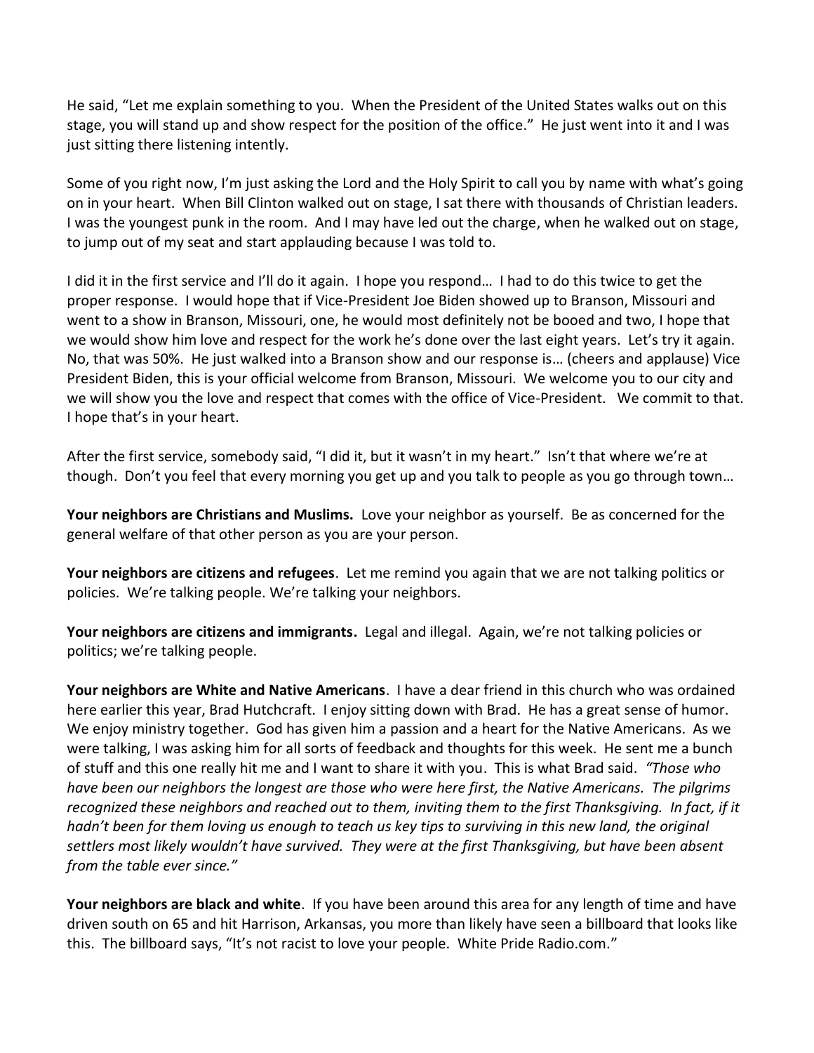He said, "Let me explain something to you. When the President of the United States walks out on this stage, you will stand up and show respect for the position of the office." He just went into it and I was just sitting there listening intently.

Some of you right now, I'm just asking the Lord and the Holy Spirit to call you by name with what's going on in your heart. When Bill Clinton walked out on stage, I sat there with thousands of Christian leaders. I was the youngest punk in the room. And I may have led out the charge, when he walked out on stage, to jump out of my seat and start applauding because I was told to.

I did it in the first service and I'll do it again. I hope you respond… I had to do this twice to get the proper response. I would hope that if Vice-President Joe Biden showed up to Branson, Missouri and went to a show in Branson, Missouri, one, he would most definitely not be booed and two, I hope that we would show him love and respect for the work he's done over the last eight years. Let's try it again. No, that was 50%. He just walked into a Branson show and our response is… (cheers and applause) Vice President Biden, this is your official welcome from Branson, Missouri. We welcome you to our city and we will show you the love and respect that comes with the office of Vice-President. We commit to that. I hope that's in your heart.

After the first service, somebody said, "I did it, but it wasn't in my heart." Isn't that where we're at though. Don't you feel that every morning you get up and you talk to people as you go through town…

**Your neighbors are Christians and Muslims.** Love your neighbor as yourself. Be as concerned for the general welfare of that other person as you are your person.

**Your neighbors are citizens and refugees**. Let me remind you again that we are not talking politics or policies. We're talking people. We're talking your neighbors.

**Your neighbors are citizens and immigrants.** Legal and illegal. Again, we're not talking policies or politics; we're talking people.

**Your neighbors are White and Native Americans**. I have a dear friend in this church who was ordained here earlier this year, Brad Hutchcraft. I enjoy sitting down with Brad. He has a great sense of humor. We enjoy ministry together. God has given him a passion and a heart for the Native Americans. As we were talking, I was asking him for all sorts of feedback and thoughts for this week. He sent me a bunch of stuff and this one really hit me and I want to share it with you. This is what Brad said. *"Those who have been our neighbors the longest are those who were here first, the Native Americans. The pilgrims recognized these neighbors and reached out to them, inviting them to the first Thanksgiving. In fact, if it hadn't been for them loving us enough to teach us key tips to surviving in this new land, the original settlers most likely wouldn't have survived. They were at the first Thanksgiving, but have been absent from the table ever since."*

**Your neighbors are black and white**. If you have been around this area for any length of time and have driven south on 65 and hit Harrison, Arkansas, you more than likely have seen a billboard that looks like this. The billboard says, "It's not racist to love your people. White Pride Radio.com."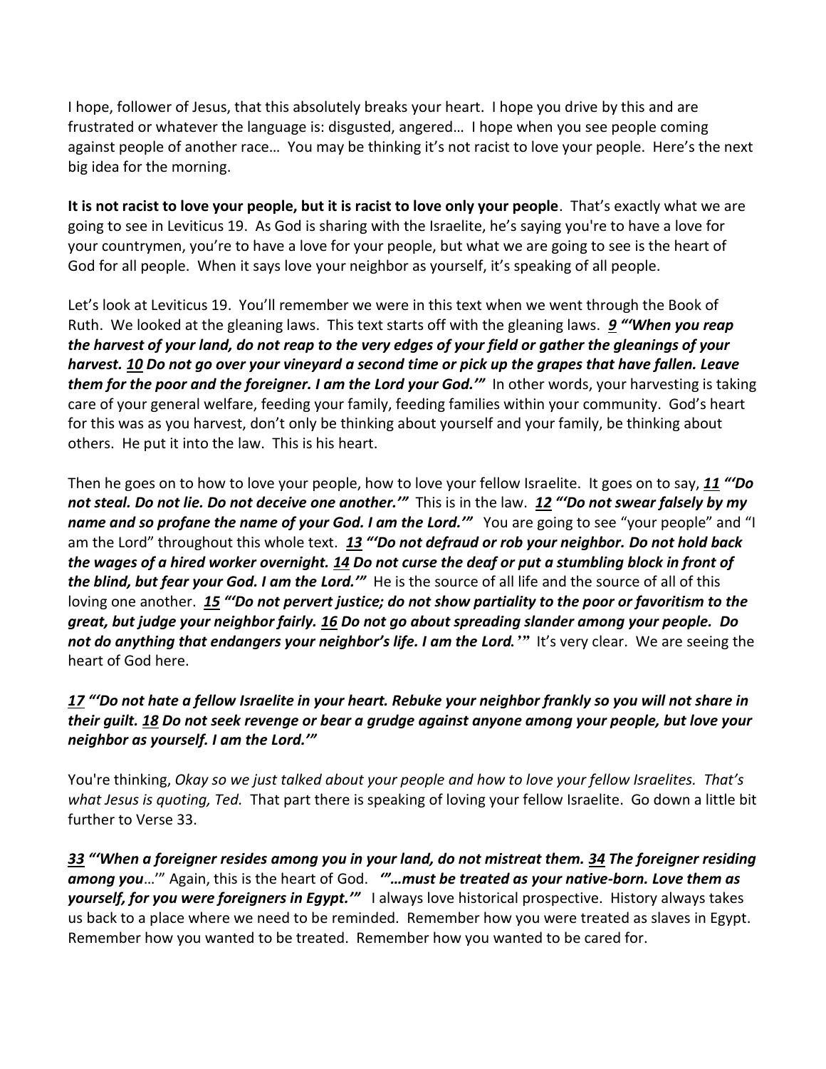I hope, follower of Jesus, that this absolutely breaks your heart. I hope you drive by this and are frustrated or whatever the language is: disgusted, angered… I hope when you see people coming against people of another race… You may be thinking it's not racist to love your people. Here's the next big idea for the morning.

**It is not racist to love your people, but it is racist to love only your people**. That's exactly what we are going to see in Leviticus 19. As God is sharing with the Israelite, he's saying you're to have a love for your countrymen, you're to have a love for your people, but what we are going to see is the heart of God for all people. When it says love your neighbor as yourself, it's speaking of all people.

Let's look at Leviticus 19. You'll remember we were in this text when we went through the Book of Ruth. We looked at the gleaning laws. This text starts off with the gleaning laws. ***9 "'When you reap the harvest of your land, do not reap to the very edges of your field or gather the gleanings of your harvest. 10 Do not go over your vineyard a second time or pick up the grapes that have fallen. Leave them for the poor and the foreigner. I am the Lord your God.'"*** In other words, your harvesting is taking care of your general welfare, feeding your family, feeding families within your community. God's heart for this was as you harvest, don't only be thinking about yourself and your family, be thinking about others. He put it into the law. This is his heart.

Then he goes on to how to love your people, how to love your fellow Israelite. It goes on to say, ***11 "'Do not steal. Do not lie. Do not deceive one another.'"*** This is in the law. ***12 "'Do not swear falsely by my name and so profane the name of your God. I am the Lord.'"*** You are going to see "your people" and "I am the Lord" throughout this whole text. ***13 "'Do not defraud or rob your neighbor. Do not hold back the wages of a hired worker overnight. 14 Do not curse the deaf or put a stumbling block in front of the blind, but fear your God. I am the Lord.'"*** He is the source of all life and the source of all of this loving one another. ***15 "'Do not pervert justice; do not show partiality to the poor or favoritism to the great, but judge your neighbor fairly. 16 Do not go about spreading slander among your people. Do not do anything that endangers your neighbor's life. I am the Lord.'"*** It's very clear. We are seeing the heart of God here.

***17 "'Do not hate a fellow Israelite in your heart. Rebuke your neighbor frankly so you will not share in their guilt. 18 Do not seek revenge or bear a grudge against anyone among your people, but love your neighbor as yourself. I am the Lord.'"***

You're thinking, *Okay so we just talked about your people and how to love your fellow Israelites. That's what Jesus is quoting, Ted.* That part there is speaking of loving your fellow Israelite. Go down a little bit further to Verse 33.

***33 "'When a foreigner resides among you in your land, do not mistreat them. 34 The foreigner residing among you**…'"* Again, this is the heart of God. ***'"…must be treated as your native-born. Love them as yourself, for you were foreigners in Egypt.'"*** I always love historical prospective. History always takes us back to a place where we need to be reminded. Remember how you were treated as slaves in Egypt. Remember how you wanted to be treated. Remember how you wanted to be cared for.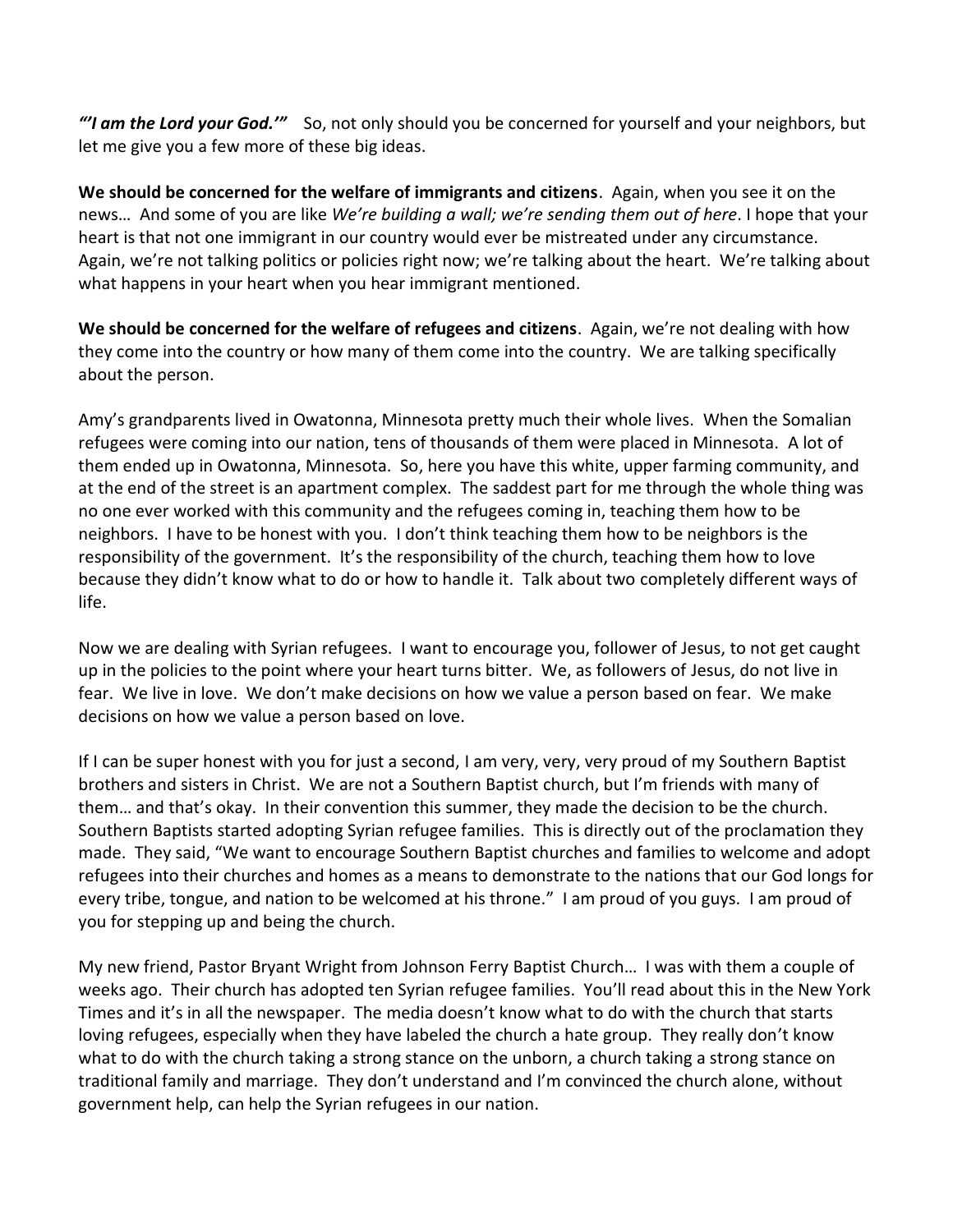***"'I am the Lord your God.'"*** So, not only should you be concerned for yourself and your neighbors, but let me give you a few more of these big ideas.

**We should be concerned for the welfare of immigrants and citizens**. Again, when you see it on the news… And some of you are like *We're building a wall; we're sending them out of here*. I hope that your heart is that not one immigrant in our country would ever be mistreated under any circumstance. Again, we're not talking politics or policies right now; we're talking about the heart. We're talking about what happens in your heart when you hear immigrant mentioned.

**We should be concerned for the welfare of refugees and citizens**. Again, we're not dealing with how they come into the country or how many of them come into the country. We are talking specifically about the person.

Amy's grandparents lived in Owatonna, Minnesota pretty much their whole lives. When the Somalian refugees were coming into our nation, tens of thousands of them were placed in Minnesota. A lot of them ended up in Owatonna, Minnesota. So, here you have this white, upper farming community, and at the end of the street is an apartment complex. The saddest part for me through the whole thing was no one ever worked with this community and the refugees coming in, teaching them how to be neighbors. I have to be honest with you. I don't think teaching them how to be neighbors is the responsibility of the government. It's the responsibility of the church, teaching them how to love because they didn't know what to do or how to handle it. Talk about two completely different ways of life.

Now we are dealing with Syrian refugees. I want to encourage you, follower of Jesus, to not get caught up in the policies to the point where your heart turns bitter. We, as followers of Jesus, do not live in fear. We live in love. We don't make decisions on how we value a person based on fear. We make decisions on how we value a person based on love.

If I can be super honest with you for just a second, I am very, very, very proud of my Southern Baptist brothers and sisters in Christ. We are not a Southern Baptist church, but I'm friends with many of them… and that's okay. In their convention this summer, they made the decision to be the church. Southern Baptists started adopting Syrian refugee families. This is directly out of the proclamation they made. They said, "We want to encourage Southern Baptist churches and families to welcome and adopt refugees into their churches and homes as a means to demonstrate to the nations that our God longs for every tribe, tongue, and nation to be welcomed at his throne." I am proud of you guys. I am proud of you for stepping up and being the church.

My new friend, Pastor Bryant Wright from Johnson Ferry Baptist Church… I was with them a couple of weeks ago. Their church has adopted ten Syrian refugee families. You'll read about this in the New York Times and it's in all the newspaper. The media doesn't know what to do with the church that starts loving refugees, especially when they have labeled the church a hate group. They really don't know what to do with the church taking a strong stance on the unborn, a church taking a strong stance on traditional family and marriage. They don't understand and I'm convinced the church alone, without government help, can help the Syrian refugees in our nation.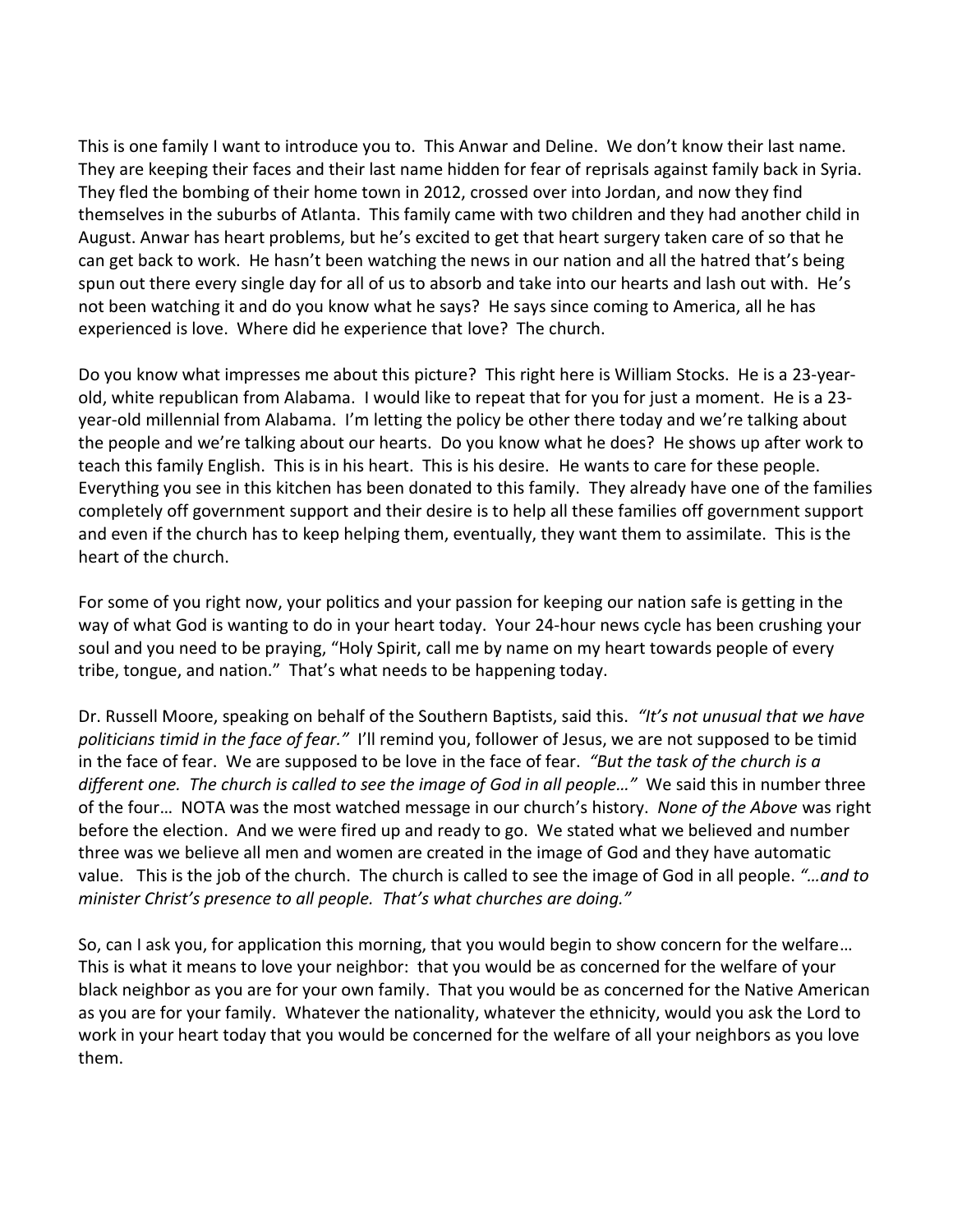This is one family I want to introduce you to. This Anwar and Deline. We don't know their last name. They are keeping their faces and their last name hidden for fear of reprisals against family back in Syria. They fled the bombing of their home town in 2012, crossed over into Jordan, and now they find themselves in the suburbs of Atlanta. This family came with two children and they had another child in August. Anwar has heart problems, but he's excited to get that heart surgery taken care of so that he can get back to work. He hasn't been watching the news in our nation and all the hatred that's being spun out there every single day for all of us to absorb and take into our hearts and lash out with. He's not been watching it and do you know what he says? He says since coming to America, all he has experienced is love. Where did he experience that love? The church.

Do you know what impresses me about this picture? This right here is William Stocks. He is a 23-year-old, white republican from Alabama. I would like to repeat that for you for just a moment. He is a 23-year-old millennial from Alabama. I'm letting the policy be other there today and we're talking about the people and we're talking about our hearts. Do you know what he does? He shows up after work to teach this family English. This is in his heart. This is his desire. He wants to care for these people. Everything you see in this kitchen has been donated to this family. They already have one of the families completely off government support and their desire is to help all these families off government support and even if the church has to keep helping them, eventually, they want them to assimilate. This is the heart of the church.

For some of you right now, your politics and your passion for keeping our nation safe is getting in the way of what God is wanting to do in your heart today. Your 24-hour news cycle has been crushing your soul and you need to be praying, "Holy Spirit, call me by name on my heart towards people of every tribe, tongue, and nation." That's what needs to be happening today.

Dr. Russell Moore, speaking on behalf of the Southern Baptists, said this. *"It's not unusual that we have politicians timid in the face of fear."* I'll remind you, follower of Jesus, we are not supposed to be timid in the face of fear. We are supposed to be love in the face of fear. *"But the task of the church is a different one. The church is called to see the image of God in all people…"* We said this in number three of the four… NOTA was the most watched message in our church's history. *None of the Above* was right before the election. And we were fired up and ready to go. We stated what we believed and number three was we believe all men and women are created in the image of God and they have automatic value. This is the job of the church. The church is called to see the image of God in all people. *"…and to minister Christ's presence to all people. That's what churches are doing."*

So, can I ask you, for application this morning, that you would begin to show concern for the welfare… This is what it means to love your neighbor: that you would be as concerned for the welfare of your black neighbor as you are for your own family. That you would be as concerned for the Native American as you are for your family. Whatever the nationality, whatever the ethnicity, would you ask the Lord to work in your heart today that you would be concerned for the welfare of all your neighbors as you love them.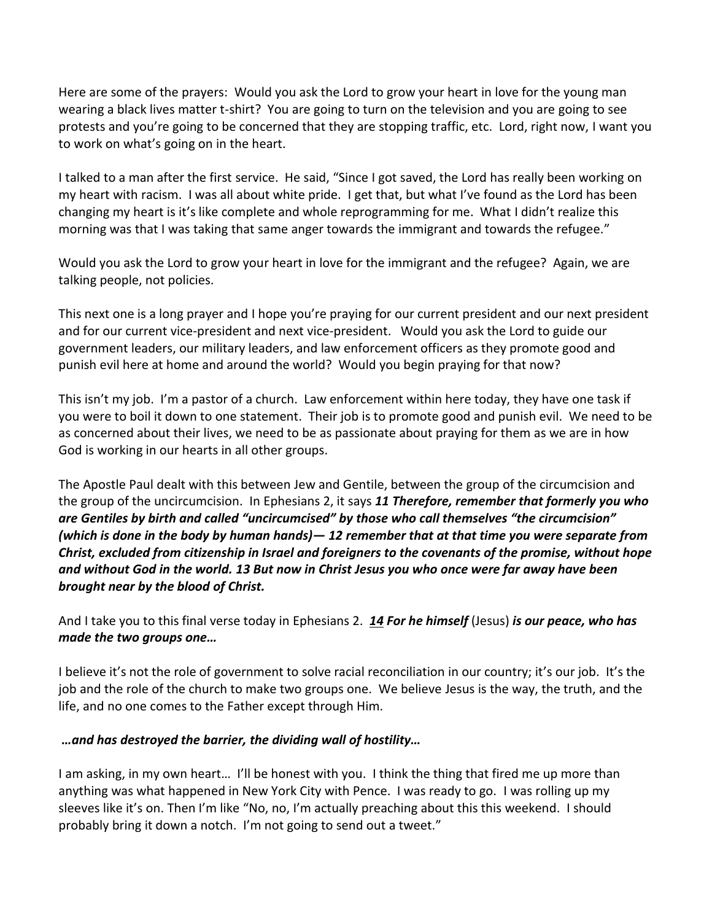Here are some of the prayers: Would you ask the Lord to grow your heart in love for the young man wearing a black lives matter t-shirt? You are going to turn on the television and you are going to see protests and you're going to be concerned that they are stopping traffic, etc. Lord, right now, I want you to work on what's going on in the heart.

I talked to a man after the first service. He said, "Since I got saved, the Lord has really been working on my heart with racism. I was all about white pride. I get that, but what I've found as the Lord has been changing my heart is it's like complete and whole reprogramming for me. What I didn't realize this morning was that I was taking that same anger towards the immigrant and towards the refugee."

Would you ask the Lord to grow your heart in love for the immigrant and the refugee? Again, we are talking people, not policies.

This next one is a long prayer and I hope you're praying for our current president and our next president and for our current vice-president and next vice-president. Would you ask the Lord to guide our government leaders, our military leaders, and law enforcement officers as they promote good and punish evil here at home and around the world? Would you begin praying for that now?

This isn't my job. I'm a pastor of a church. Law enforcement within here today, they have one task if you were to boil it down to one statement. Their job is to promote good and punish evil. We need to be as concerned about their lives, we need to be as passionate about praying for them as we are in how God is working in our hearts in all other groups.

The Apostle Paul dealt with this between Jew and Gentile, between the group of the circumcision and the group of the uncircumcision. In Ephesians 2, it says ***11 Therefore, remember that formerly you who are Gentiles by birth and called "uncircumcised" by those who call themselves "the circumcision" (which is done in the body by human hands)— 12 remember that at that time you were separate from Christ, excluded from citizenship in Israel and foreigners to the covenants of the promise, without hope and without God in the world. 13 But now in Christ Jesus you who once were far away have been brought near by the blood of Christ.***

And I take you to this final verse today in Ephesians 2. ***14 For he himself*** (Jesus) ***is our peace, who has made the two groups one…***

I believe it's not the role of government to solve racial reconciliation in our country; it's our job. It's the job and the role of the church to make two groups one. We believe Jesus is the way, the truth, and the life, and no one comes to the Father except through Him.

***…and has destroyed the barrier, the dividing wall of hostility…***

I am asking, in my own heart… I'll be honest with you. I think the thing that fired me up more than anything was what happened in New York City with Pence. I was ready to go. I was rolling up my sleeves like it's on. Then I'm like "No, no, I'm actually preaching about this this weekend. I should probably bring it down a notch. I'm not going to send out a tweet."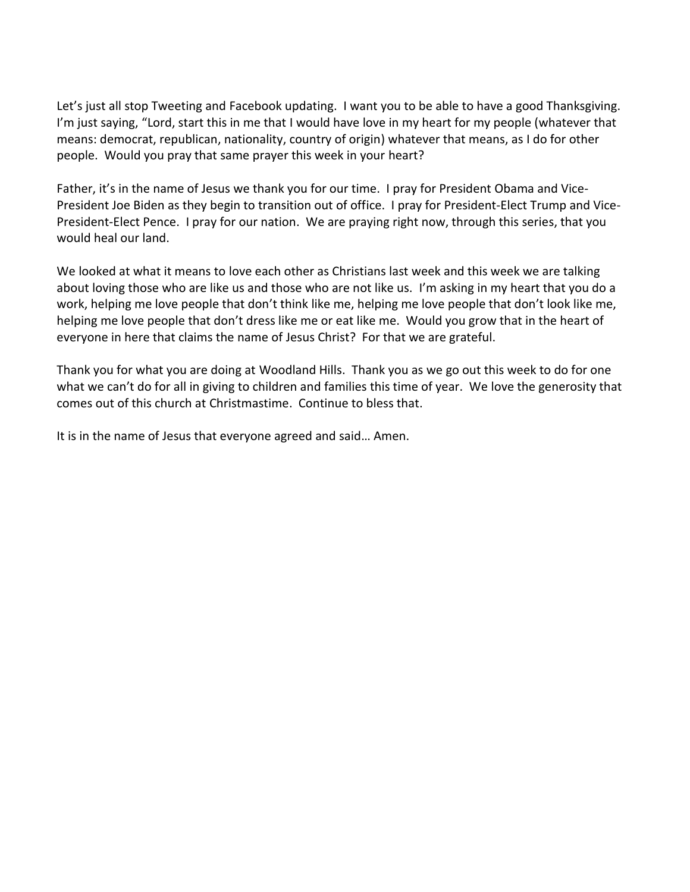Let's just all stop Tweeting and Facebook updating. I want you to be able to have a good Thanksgiving. I'm just saying, "Lord, start this in me that I would have love in my heart for my people (whatever that means: democrat, republican, nationality, country of origin) whatever that means, as I do for other people. Would you pray that same prayer this week in your heart?

Father, it's in the name of Jesus we thank you for our time. I pray for President Obama and Vice-President Joe Biden as they begin to transition out of office. I pray for President-Elect Trump and Vice-President-Elect Pence. I pray for our nation. We are praying right now, through this series, that you would heal our land.

We looked at what it means to love each other as Christians last week and this week we are talking about loving those who are like us and those who are not like us. I'm asking in my heart that you do a work, helping me love people that don't think like me, helping me love people that don't look like me, helping me love people that don't dress like me or eat like me. Would you grow that in the heart of everyone in here that claims the name of Jesus Christ? For that we are grateful.

Thank you for what you are doing at Woodland Hills. Thank you as we go out this week to do for one what we can't do for all in giving to children and families this time of year. We love the generosity that comes out of this church at Christmastime. Continue to bless that.

It is in the name of Jesus that everyone agreed and said… Amen.